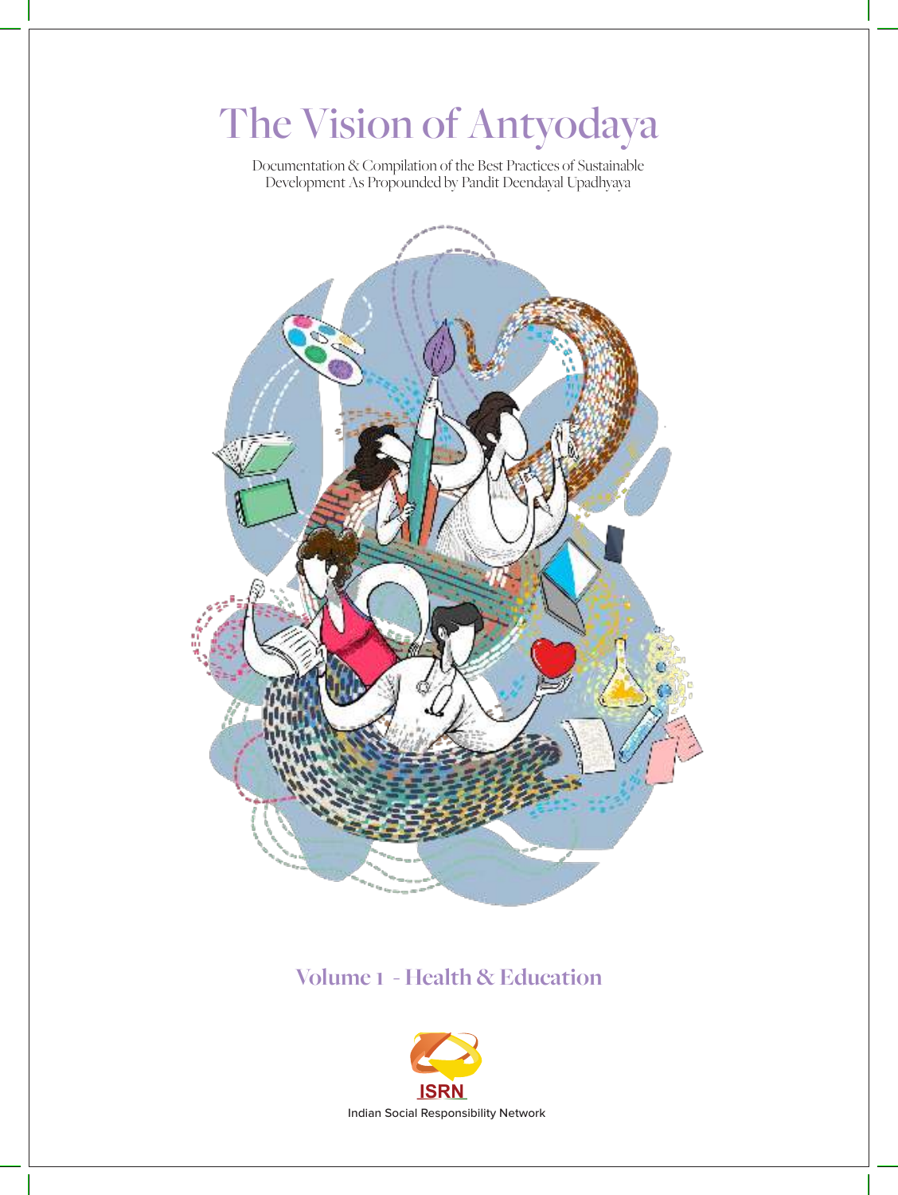# The Vision of Antyodaya

Documentation & Compilation of the Best Practices of Sustainable Development As Propounded by Pandit Deendayal Upadhyaya

## Volume 1 - Health & Education

ISRN

Indian Social Responsibility Network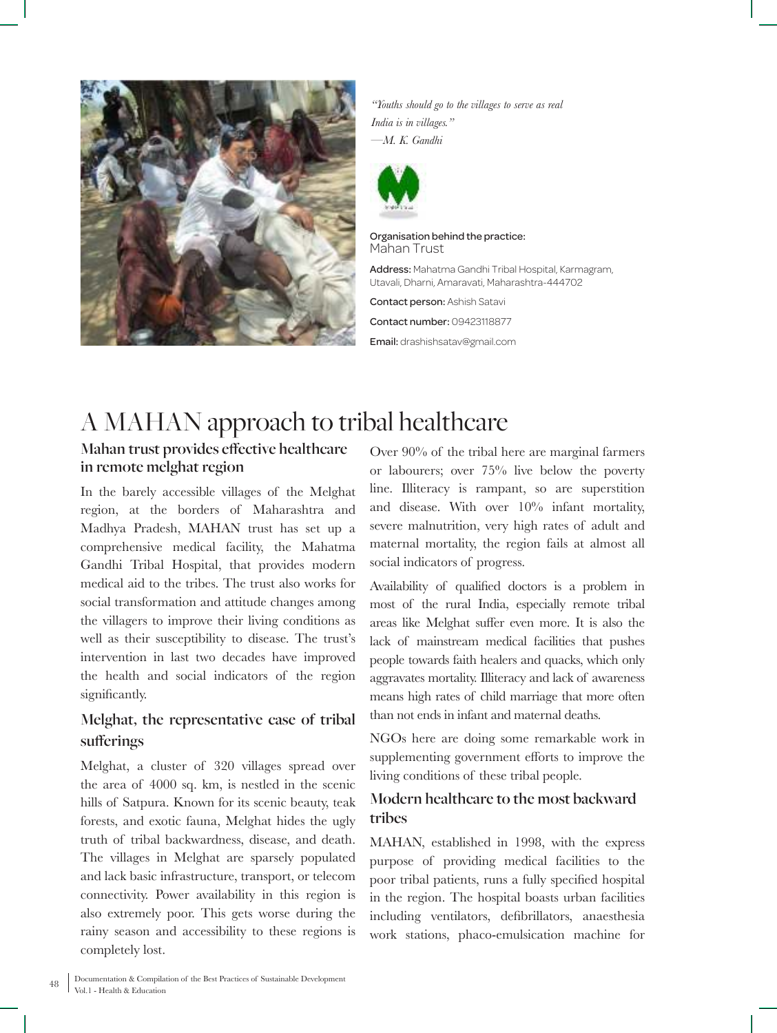*"Youths should go to the villages to serve as real India is in villages."*
*—M. K. Gandhi*

Organisation behind the practice:
Mahan Trust

**Address:** Mahatma Gandhi Tribal Hospital, Karmagram, Utavali, Dharni, Amaravati, Maharashtra-444702

**Contact person:** Ashish Satavi

**Contact number:** 09423118877

**Email:** drashishsatav@gmail.com

# A MAHAN approach to tribal healthcare

## Mahan trust provides effective healthcare in remote melghat region

In the barely accessible villages of the Melghat region, at the borders of Maharashtra and Madhya Pradesh, MAHAN trust has set up a comprehensive medical facility, the Mahatma Gandhi Tribal Hospital, that provides modern medical aid to the tribes. The trust also works for social transformation and attitude changes among the villagers to improve their living conditions as well as their susceptibility to disease. The trust's intervention in last two decades have improved the health and social indicators of the region significantly.

## Melghat, the representative case of tribal sufferings

Melghat, a cluster of 320 villages spread over the area of 4000 sq. km, is nestled in the scenic hills of Satpura. Known for its scenic beauty, teak forests, and exotic fauna, Melghat hides the ugly truth of tribal backwardness, disease, and death. The villages in Melghat are sparsely populated and lack basic infrastructure, transport, or telecom connectivity. Power availability in this region is also extremely poor. This gets worse during the rainy season and accessibility to these regions is completely lost.

Over 90% of the tribal here are marginal farmers or labourers; over 75% live below the poverty line. Illiteracy is rampant, so are superstition and disease. With over 10% infant mortality, severe malnutrition, very high rates of adult and maternal mortality, the region fails at almost all social indicators of progress.

Availability of qualified doctors is a problem in most of the rural India, especially remote tribal areas like Melghat suffer even more. It is also the lack of mainstream medical facilities that pushes people towards faith healers and quacks, which only aggravates mortality. Illiteracy and lack of awareness means high rates of child marriage that more often than not ends in infant and maternal deaths.

NGOs here are doing some remarkable work in supplementing government efforts to improve the living conditions of these tribal people.

## Modern healthcare to the most backward tribes

MAHAN, established in 1998, with the express purpose of providing medical facilities to the poor tribal patients, runs a fully specified hospital in the region. The hospital boasts urban facilities including ventilators, defibrillators, anaesthesia work stations, phaco-emulsication machine for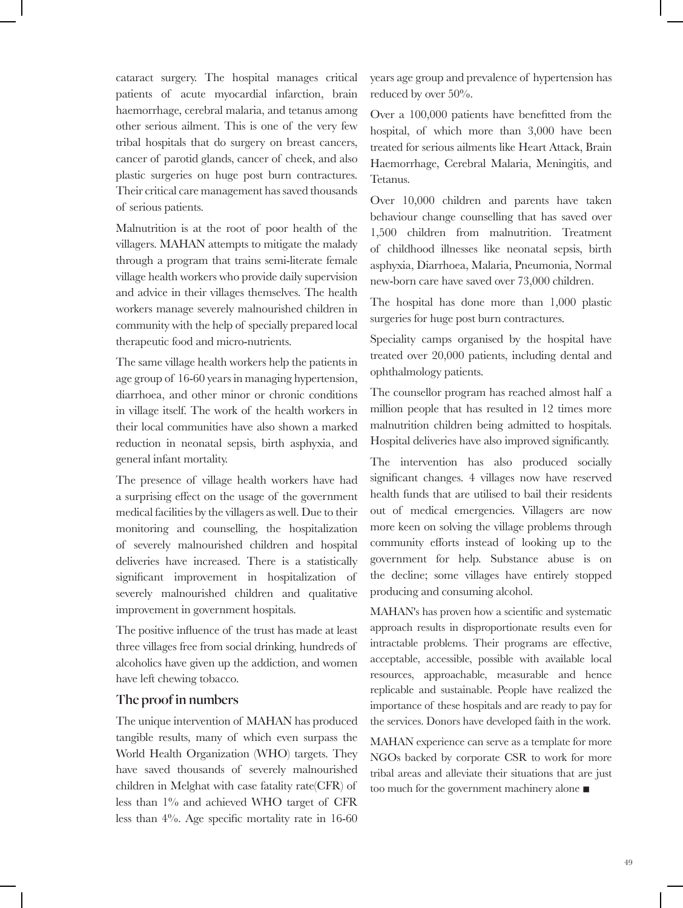cataract surgery. The hospital manages critical patients of acute myocardial infarction, brain haemorrhage, cerebral malaria, and tetanus among other serious ailment. This is one of the very few tribal hospitals that do surgery on breast cancers, cancer of parotid glands, cancer of cheek, and also plastic surgeries on huge post burn contractures. Their critical care management has saved thousands of serious patients.

Malnutrition is at the root of poor health of the villagers. MAHAN attempts to mitigate the malady through a program that trains semi-literate female village health workers who provide daily supervision and advice in their villages themselves. The health workers manage severely malnourished children in community with the help of specially prepared local therapeutic food and micro-nutrients.

The same village health workers help the patients in age group of 16-60 years in managing hypertension, diarrhoea, and other minor or chronic conditions in village itself. The work of the health workers in their local communities have also shown a marked reduction in neonatal sepsis, birth asphyxia, and general infant mortality.

The presence of village health workers have had a surprising effect on the usage of the government medical facilities by the villagers as well. Due to their monitoring and counselling, the hospitalization of severely malnourished children and hospital deliveries have increased. There is a statistically significant improvement in hospitalization of severely malnourished children and qualitative improvement in government hospitals.

The positive influence of the trust has made at least three villages free from social drinking, hundreds of alcoholics have given up the addiction, and women have left chewing tobacco.

## The proof in numbers

The unique intervention of MAHAN has produced tangible results, many of which even surpass the World Health Organization (WHO) targets. They have saved thousands of severely malnourished children in Melghat with case fatality rate(CFR) of less than 1% and achieved WHO target of CFR less than 4%. Age specific mortality rate in 16-60 years age group and prevalence of hypertension has reduced by over 50%.

Over a 100,000 patients have benefitted from the hospital, of which more than 3,000 have been treated for serious ailments like Heart Attack, Brain Haemorrhage, Cerebral Malaria, Meningitis, and Tetanus.

Over 10,000 children and parents have taken behaviour change counselling that has saved over 1,500 children from malnutrition. Treatment of childhood illnesses like neonatal sepsis, birth asphyxia, Diarrhoea, Malaria, Pneumonia, Normal new-born care have saved over 73,000 children.

The hospital has done more than 1,000 plastic surgeries for huge post burn contractures.

Speciality camps organised by the hospital have treated over 20,000 patients, including dental and ophthalmology patients.

The counsellor program has reached almost half a million people that has resulted in 12 times more malnutrition children being admitted to hospitals. Hospital deliveries have also improved significantly.

The intervention has also produced socially significant changes. 4 villages now have reserved health funds that are utilised to bail their residents out of medical emergencies. Villagers are now more keen on solving the village problems through community efforts instead of looking up to the government for help. Substance abuse is on the decline; some villages have entirely stopped producing and consuming alcohol.

MAHAN's has proven how a scientific and systematic approach results in disproportionate results even for intractable problems. Their programs are effective, acceptable, accessible, possible with available local resources, approachable, measurable and hence replicable and sustainable. People have realized the importance of these hospitals and are ready to pay for the services. Donors have developed faith in the work.

MAHAN experience can serve as a template for more NGOs backed by corporate CSR to work for more tribal areas and alleviate their situations that are just too much for the government machinery alone ■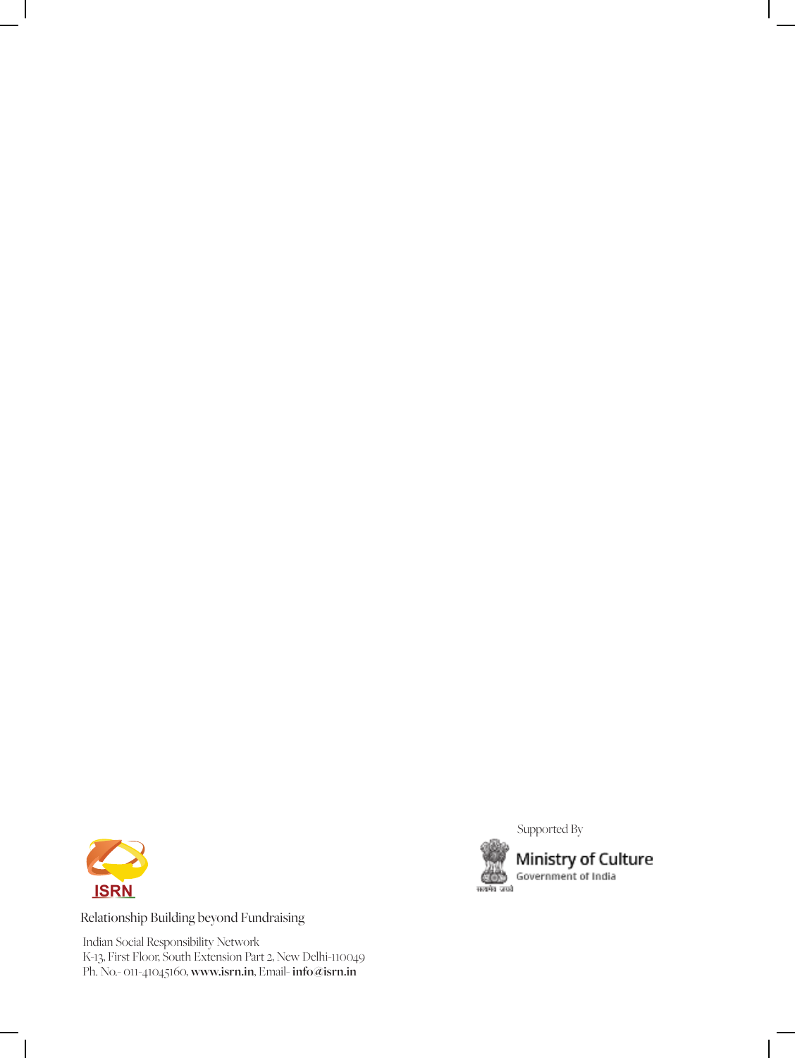ISRN

Relationship Building beyond Fundraising

Indian Social Responsibility Network
K-13, First Floor, South Extension Part 2, New Delhi-110049
Ph. No.- 011-41045160, **www.isrn.in**, Email- **info@isrn.in**

Supported By

Ministry of Culture
Government of India